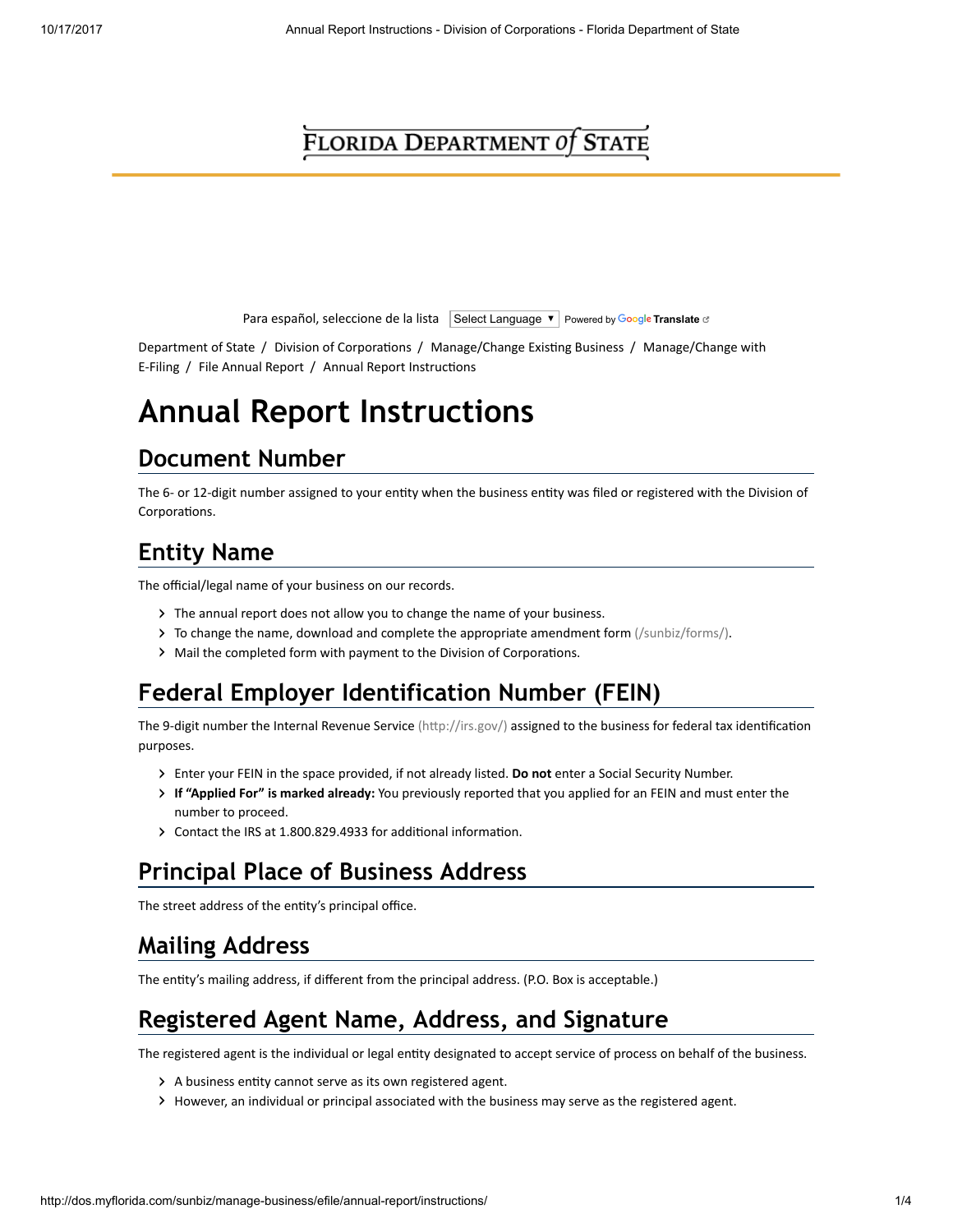FLORIDA DEPARTMENT of STATE

Para español, seleccione de la lista Select Language ▼ Powered by Google Translate

Department of State / Division of Corporations / Manage/Change Existing Business / Manage/Change with E-Filing / File Annual Report / Annual Report Instructions

# Annual Report Instructions

## Document Number

The 6- or 12-digit number assigned to your entity when the business entity was filed or registered with the Division of Corporations.

## Entity Name

The official/legal name of your business on our records.

- The annual report does not allow you to change the name of your business.
- To change the name, download and complete the appropriate amendment form (/sunbiz/forms/).
- Mail the completed form with payment to the Division of Corporations.

## Federal Employer Identification Number (FEIN)

The 9-digit number the Internal Revenue Service (http://irs.gov/) assigned to the business for federal tax identification purposes.

- Enter your FEIN in the space provided, if not already listed. **Do not** enter a Social Security Number.
- **If "Applied For" is marked already:** You previously reported that you applied for an FEIN and must enter the number to proceed.
- Contact the IRS at 1.800.829.4933 for additional information.

## Principal Place of Business Address

The street address of the entity's principal office.

## Mailing Address

The entity's mailing address, if different from the principal address. (P.O. Box is acceptable.)

## Registered Agent Name, Address, and Signature

The registered agent is the individual or legal entity designated to accept service of process on behalf of the business.

- A business entity cannot serve as its own registered agent.
- However, an individual or principal associated with the business may serve as the registered agent.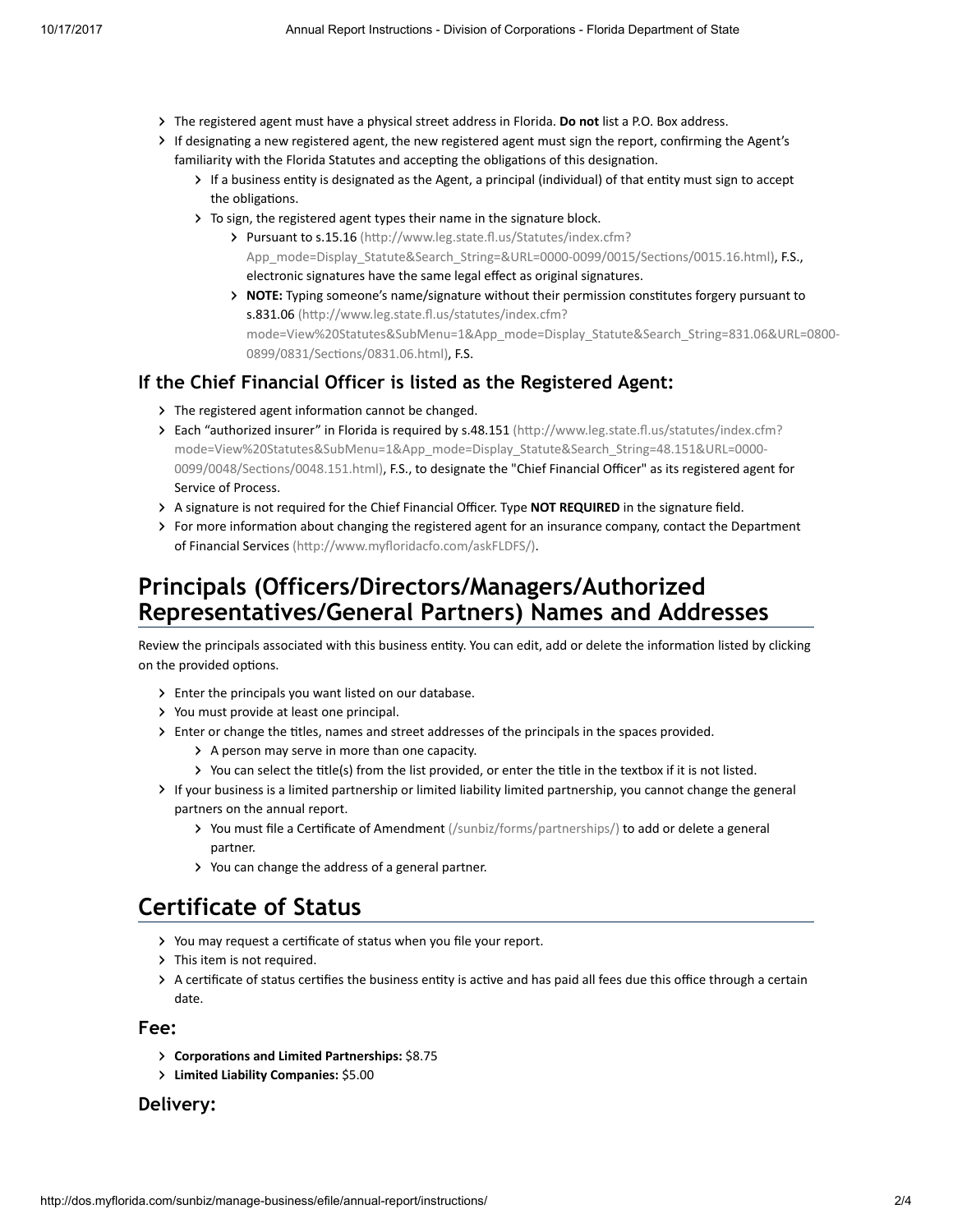- The registered agent must have a physical street address in Florida. **Do not** list a P.O. Box address.
- If designating a new registered agent, the new registered agent must sign the report, confirming the Agent's familiarity with the Florida Statutes and accepting the obligations of this designation.
  - If a business entity is designated as the Agent, a principal (individual) of that entity must sign to accept the obligations.
  - To sign, the registered agent types their name in the signature block.
    - Pursuant to s.15.16 (http://www.leg.state.fl.us/Statutes/index.cfm?App_mode=Display_Statute&Search_String=&URL=0000-0099/0015/Sections/0015.16.html), F.S., electronic signatures have the same legal effect as original signatures.
    - **NOTE:** Typing someone's name/signature without their permission constitutes forgery pursuant to s.831.06 (http://www.leg.state.fl.us/statutes/index.cfm?mode=View%20Statutes&SubMenu=1&App_mode=Display_Statute&Search_String=831.06&URL=0800-0899/0831/Sections/0831.06.html), F.S.

### If the Chief Financial Officer is listed as the Registered Agent:

- The registered agent information cannot be changed.
- Each "authorized insurer" in Florida is required by s.48.151 (http://www.leg.state.fl.us/statutes/index.cfm?mode=View%20Statutes&SubMenu=1&App_mode=Display_Statute&Search_String=48.151&URL=0000-0099/0048/Sections/0048.151.html), F.S., to designate the "Chief Financial Officer" as its registered agent for Service of Process.
- A signature is not required for the Chief Financial Officer. Type **NOT REQUIRED** in the signature field.
- For more information about changing the registered agent for an insurance company, contact the Department of Financial Services (http://www.myfloridacfo.com/askFLDFS/).

## Principals (Officers/Directors/Managers/Authorized Representatives/General Partners) Names and Addresses

Review the principals associated with this business entity. You can edit, add or delete the information listed by clicking on the provided options.

- Enter the principals you want listed on our database.
- You must provide at least one principal.
- Enter or change the titles, names and street addresses of the principals in the spaces provided.
  - A person may serve in more than one capacity.
  - You can select the title(s) from the list provided, or enter the title in the textbox if it is not listed.
- If your business is a limited partnership or limited liability limited partnership, you cannot change the general partners on the annual report.
  - You must file a Certificate of Amendment (/sunbiz/forms/partnerships/) to add or delete a general partner.
  - You can change the address of a general partner.

## Certificate of Status

- You may request a certificate of status when you file your report.
- This item is not required.
- A certificate of status certifies the business entity is active and has paid all fees due this office through a certain date.

### Fee:

- **Corporations and Limited Partnerships:** $8.75
- **Limited Liability Companies:** $5.00

### Delivery: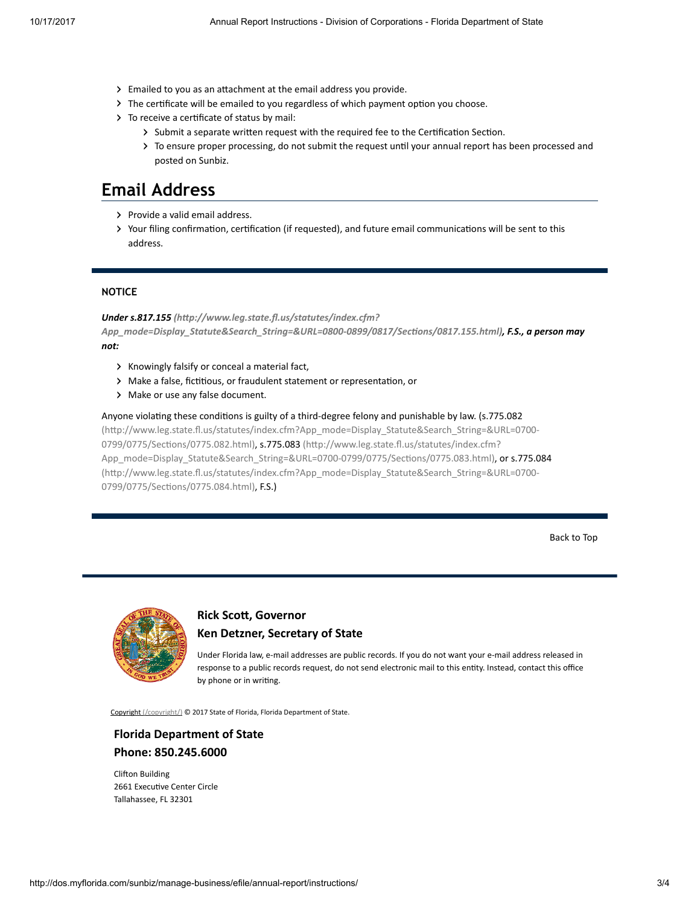- Emailed to you as an attachment at the email address you provide.
- The certificate will be emailed to you regardless of which payment option you choose.
- To receive a certificate of status by mail:
  - Submit a separate written request with the required fee to the Certification Section.
  - To ensure proper processing, do not submit the request until your annual report has been processed and posted on Sunbiz.

## Email Address

- Provide a valid email address.
- Your filing confirmation, certification (if requested), and future email communications will be sent to this address.

---

**NOTICE**

***Under s.817.155** (http://www.leg.state.fl.us/statutes/index.cfm?App_mode=Display_Statute&Search_String=&URL=0800-0899/0817/Sections/0817.155.html)**, F.S., a person may not:***

- Knowingly falsify or conceal a material fact,
- Make a false, fictitious, or fraudulent statement or representation, or
- Make or use any false document.

Anyone violating these conditions is guilty of a third-degree felony and punishable by law. (s.775.082 (http://www.leg.state.fl.us/statutes/index.cfm?App_mode=Display_Statute&Search_String=&URL=0700-0799/0775/Sections/0775.082.html), s.775.083 (http://www.leg.state.fl.us/statutes/index.cfm?App_mode=Display_Statute&Search_String=&URL=0700-0799/0775/Sections/0775.083.html), or s.775.084 (http://www.leg.state.fl.us/statutes/index.cfm?App_mode=Display_Statute&Search_String=&URL=0700-0799/0775/Sections/0775.084.html), F.S.)

---

Back to Top

**Rick Scott, Governor**

**Ken Detzner, Secretary of State**

Under Florida law, e-mail addresses are public records. If you do not want your e-mail address released in response to a public records request, do not send electronic mail to this entity. Instead, contact this office by phone or in writing.

Copyright (/copyright/) © 2017 State of Florida, Florida Department of State.

**Florida Department of State**

**Phone: 850.245.6000**

Clifton Building
2661 Executive Center Circle
Tallahassee, FL 32301